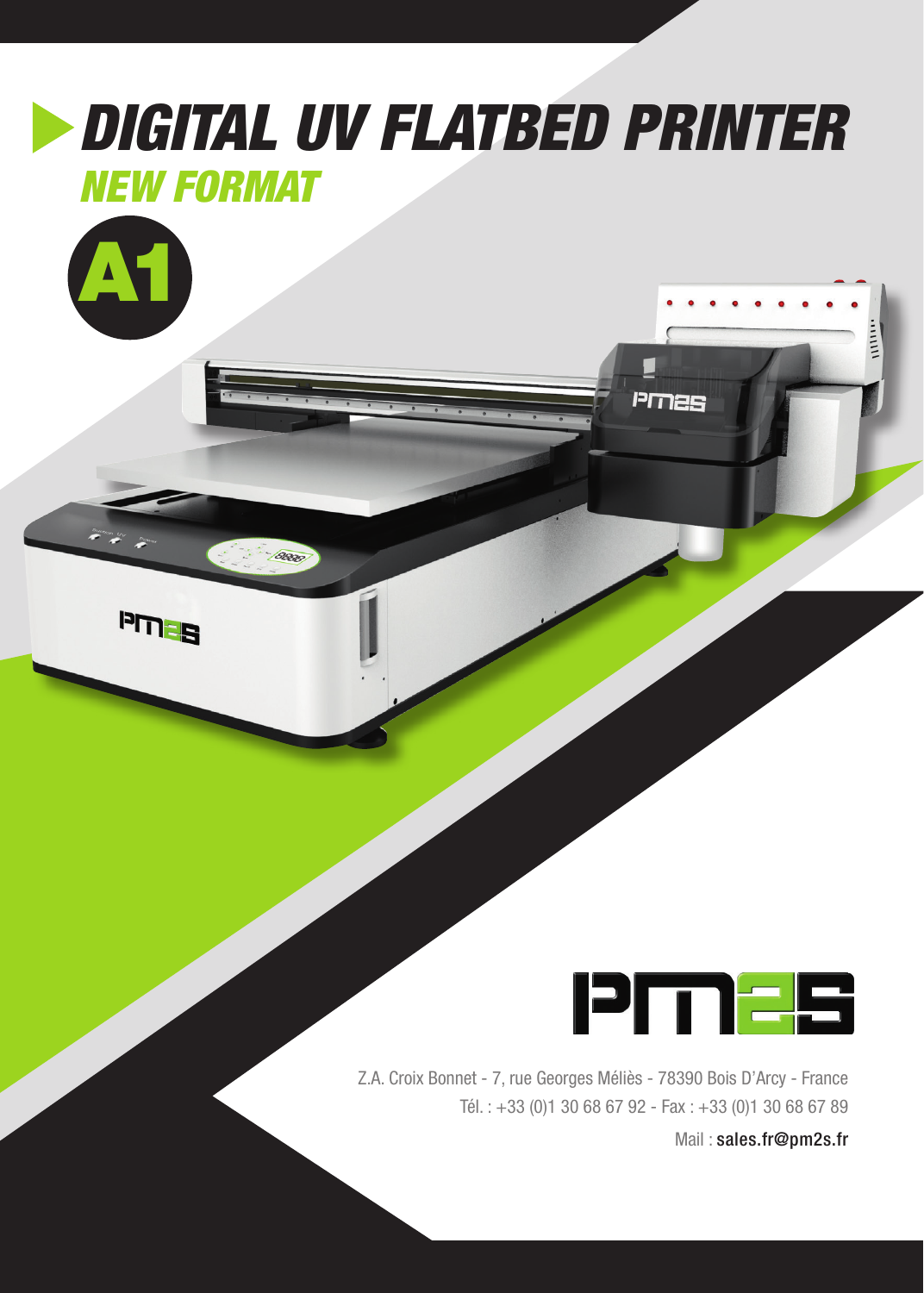# DIGITAL UV FLATBED PRINTER

## NEW FORMAT

**A1**

PM2S

Z.A. Croix Bonnet - 7, rue Georges Méliès - 78390 Bois D'Arcy - France

Tél. : +33 (0)1 30 68 67 92 - Fax : +33 (0)1 30 68 67 89

Mail : sales.fr@pm2s.fr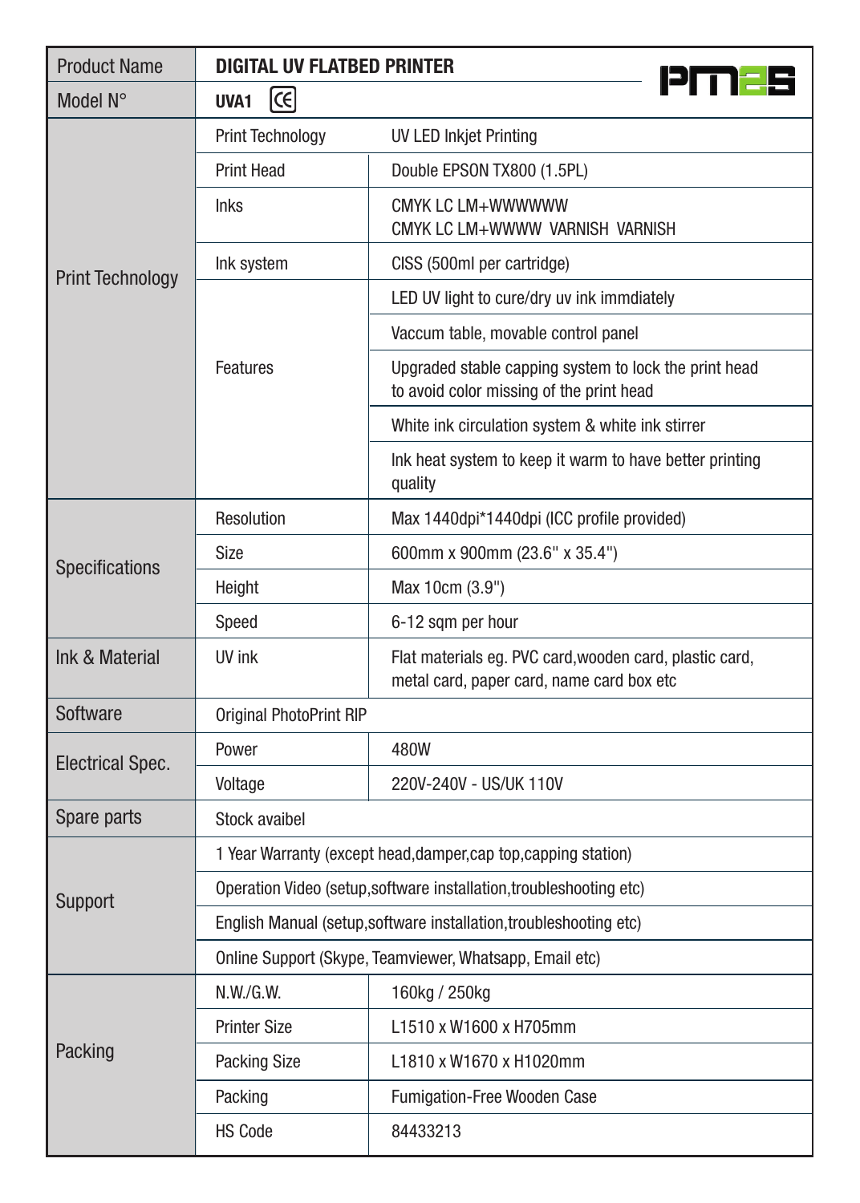| | | |
|---|---|---|
| Product Name | **DIGITAL UV FLATBED PRINTER** | |
| Model N° | **UVA1** CE | |
| Print Technology | Print Technology | UV LED Inkjet Printing |
| | Print Head | Double EPSON TX800 (1.5PL) |
| | Inks | CMYK LC LM+WWWWWW<br>CMYK LC LM+WWWW VARNISH VARNISH |
| | Ink system | CISS (500ml per cartridge) |
| | Features | LED UV light to cure/dry uv ink immdiately |
| | | Vaccum table, movable control panel |
| | | Upgraded stable capping system to lock the print head to avoid color missing of the print head |
| | | White ink circulation system & white ink stirrer |
| | | Ink heat system to keep it warm to have better printing quality |
| Specifications | Resolution | Max 1440dpi*1440dpi (ICC profile provided) |
| | Size | 600mm x 900mm (23.6" x 35.4") |
| | Height | Max 10cm (3.9") |
| | Speed | 6-12 sqm per hour |
| Ink & Material | UV ink | Flat materials eg. PVC card,wooden card, plastic card, metal card, paper card, name card box etc |
| Software | Original PhotoPrint RIP | |
| Electrical Spec. | Power | 480W |
| | Voltage | 220V-240V - US/UK 110V |
| Spare parts | Stock avaibel | |
| Support | 1 Year Warranty (except head,damper,cap top,capping station) | |
| | Operation Video (setup,software installation,troubleshooting etc) | |
| | English Manual (setup,software installation,troubleshooting etc) | |
| | Online Support (Skype, Teamviewer, Whatsapp, Email etc) | |
| Packing | N.W./G.W. | 160kg / 250kg |
| | Printer Size | L1510 x W1600 x H705mm |
| | Packing Size | L1810 x W1670 x H1020mm |
| | Packing | Fumigation-Free Wooden Case |
| | HS Code | 84433213 |